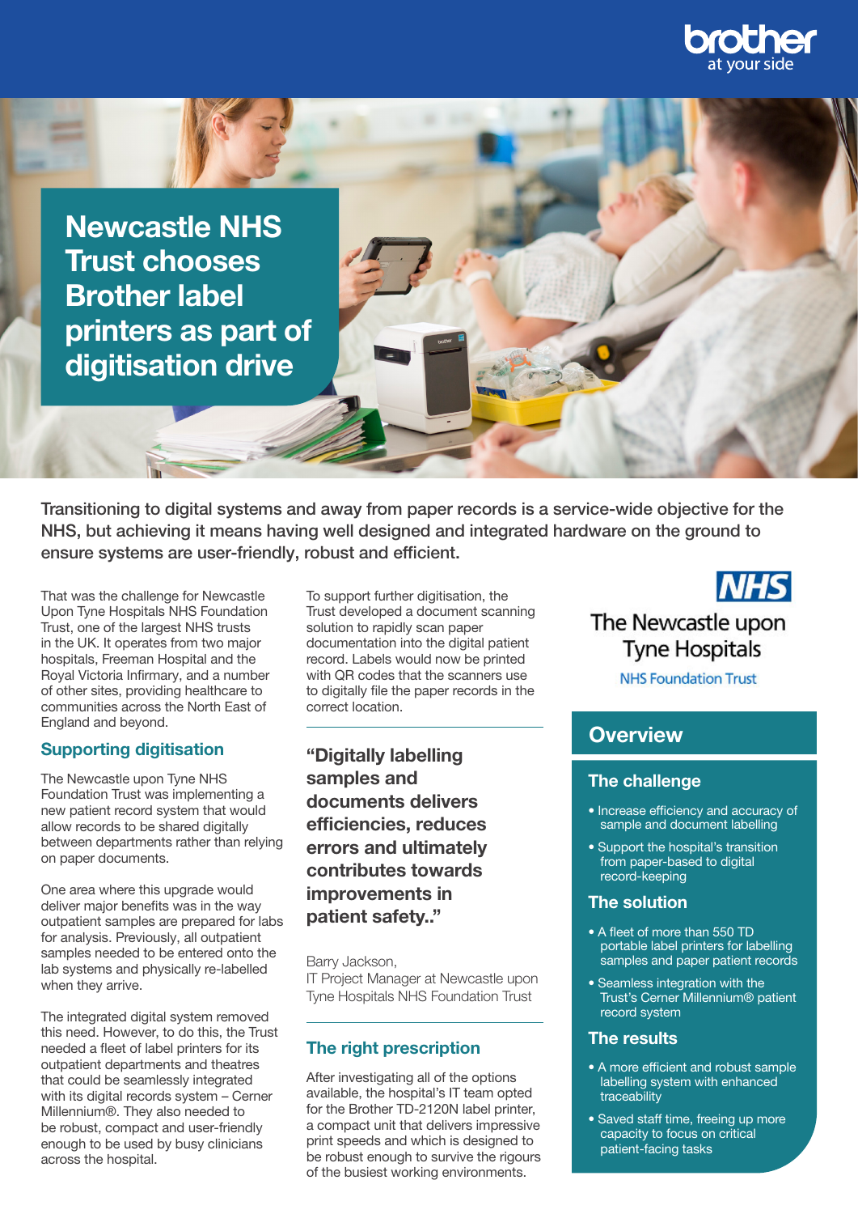# Newcastle NHS Trust chooses Brother label printers as part of digitisation drive

**Transitioning to digital systems and away from paper records is a service-wide objective for the NHS, but achieving it means having well designed and integrated hardware on the ground to ensure systems are user-friendly, robust and efficient.**

That was the challenge for Newcastle Upon Tyne Hospitals NHS Foundation Trust, one of the largest NHS trusts in the UK. It operates from two major hospitals, Freeman Hospital and the Royal Victoria Infirmary, and a number of other sites, providing healthcare to communities across the North East of England and beyond.

## Supporting digitisation

The Newcastle upon Tyne NHS Foundation Trust was implementing a new patient record system that would allow records to be shared digitally between departments rather than relying on paper documents.

One area where this upgrade would deliver major benefits was in the way outpatient samples are prepared for labs for analysis. Previously, all outpatient samples needed to be entered onto the lab systems and physically re-labelled when they arrive.

The integrated digital system removed this need. However, to do this, the Trust needed a fleet of label printers for its outpatient departments and theatres that could be seamlessly integrated with its digital records system – Cerner Millennium®. They also needed to be robust, compact and user-friendly enough to be used by busy clinicians across the hospital.

To support further digitisation, the Trust developed a document scanning solution to rapidly scan paper documentation into the digital patient record. Labels would now be printed with QR codes that the scanners use to digitally file the paper records in the correct location.

> **"Digitally labelling samples and documents delivers efficiencies, reduces errors and ultimately contributes towards improvements in patient safety.."**
>
> Barry Jackson,
> IT Project Manager at Newcastle upon Tyne Hospitals NHS Foundation Trust

## The right prescription

After investigating all of the options available, the hospital's IT team opted for the Brother TD-2120N label printer, a compact unit that delivers impressive print speeds and which is designed to be robust enough to survive the rigours of the busiest working environments.

NHS
The Newcastle upon Tyne Hospitals
NHS Foundation Trust

## Overview

### The challenge

- Increase efficiency and accuracy of sample and document labelling
- Support the hospital's transition from paper-based to digital record-keeping

### The solution

- A fleet of more than 550 TD portable label printers for labelling samples and paper patient records
- Seamless integration with the Trust's Cerner Millennium® patient record system

### The results

- A more efficient and robust sample labelling system with enhanced traceability
- Saved staff time, freeing up more capacity to focus on critical patient-facing tasks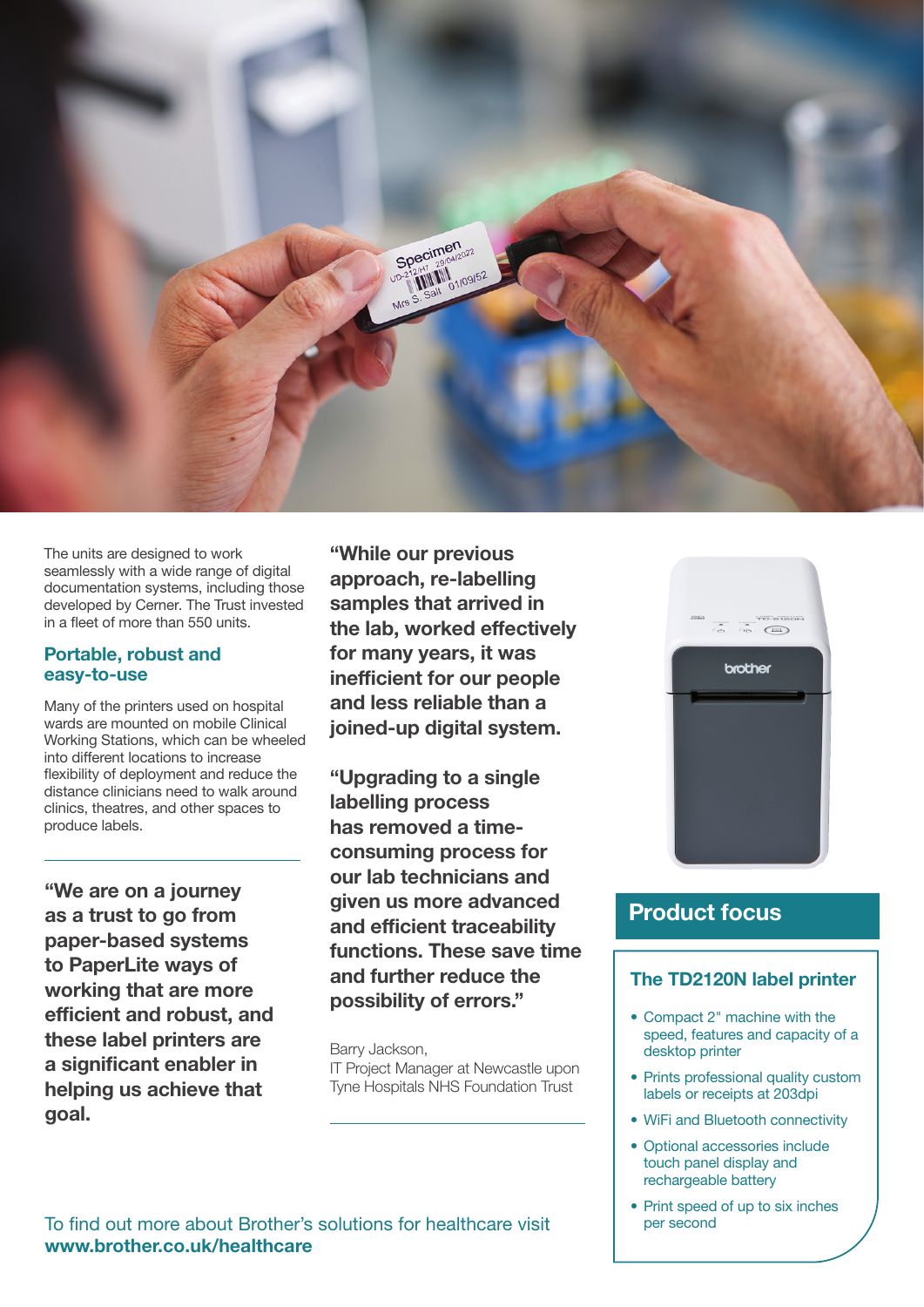The units are designed to work seamlessly with a wide range of digital documentation systems, including those developed by Cerner. The Trust invested in a fleet of more than 550 units.

## Portable, robust and easy-to-use

Many of the printers used on hospital wards are mounted on mobile Clinical Working Stations, which can be wheeled into different locations to increase flexibility of deployment and reduce the distance clinicians need to walk around clinics, theatres, and other spaces to produce labels.

**"We are on a journey as a trust to go from paper-based systems to PaperLite ways of working that are more efficient and robust, and these label printers are a significant enabler in helping us achieve that goal.**

**"While our previous approach, re-labelling samples that arrived in the lab, worked effectively for many years, it was inefficient for our people and less reliable than a joined-up digital system.**

**"Upgrading to a single labelling process has removed a time-consuming process for our lab technicians and given us more advanced and efficient traceability functions. These save time and further reduce the possibility of errors."**

Barry Jackson,
IT Project Manager at Newcastle upon Tyne Hospitals NHS Foundation Trust

## Product focus

### The TD2120N label printer

- Compact 2" machine with the speed, features and capacity of a desktop printer
- Prints professional quality custom labels or receipts at 203dpi
- WiFi and Bluetooth connectivity
- Optional accessories include touch panel display and rechargeable battery
- Print speed of up to six inches per second

To find out more about Brother's solutions for healthcare visit
**www.brother.co.uk/healthcare**